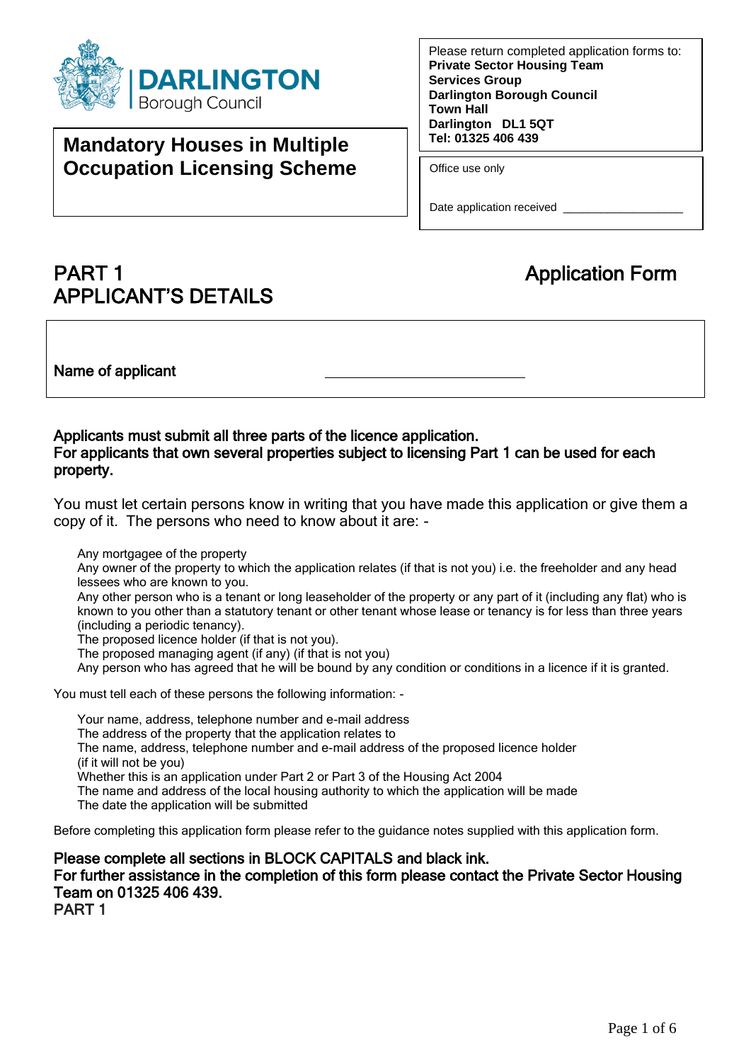DARLINGTON Borough Council

Please return completed application forms to:
**Private Sector Housing Team**
**Services Group**
**Darlington Borough Council**
**Town Hall**
**Darlington DL1 5QT**
**Tel: 01325 406 439**

# Mandatory Houses in Multiple Occupation Licensing Scheme

Office use only

Date application received ___________________

## PART 1
## APPLICANT'S DETAILS

## Application Form

Name of applicant ______________________________

**Applicants must submit all three parts of the licence application.**
**For applicants that own several properties subject to licensing Part 1 can be used for each property.**

You must let certain persons know in writing that you have made this application or give them a copy of it. The persons who need to know about it are: -

Any mortgagee of the property
Any owner of the property to which the application relates (if that is not you) i.e. the freeholder and any head lessees who are known to you.
Any other person who is a tenant or long leaseholder of the property or any part of it (including any flat) who is known to you other than a statutory tenant or other tenant whose lease or tenancy is for less than three years (including a periodic tenancy).
The proposed licence holder (if that is not you).
The proposed managing agent (if any) (if that is not you)
Any person who has agreed that he will be bound by any condition or conditions in a licence if it is granted.

You must tell each of these persons the following information: -

Your name, address, telephone number and e-mail address
The address of the property that the application relates to
The name, address, telephone number and e-mail address of the proposed licence holder (if it will not be you)
Whether this is an application under Part 2 or Part 3 of the Housing Act 2004
The name and address of the local housing authority to which the application will be made
The date the application will be submitted

Before completing this application form please refer to the guidance notes supplied with this application form.

**Please complete all sections in BLOCK CAPITALS and black ink.**
**For further assistance in the completion of this form please contact the Private Sector Housing Team on 01325 406 439.**
PART 1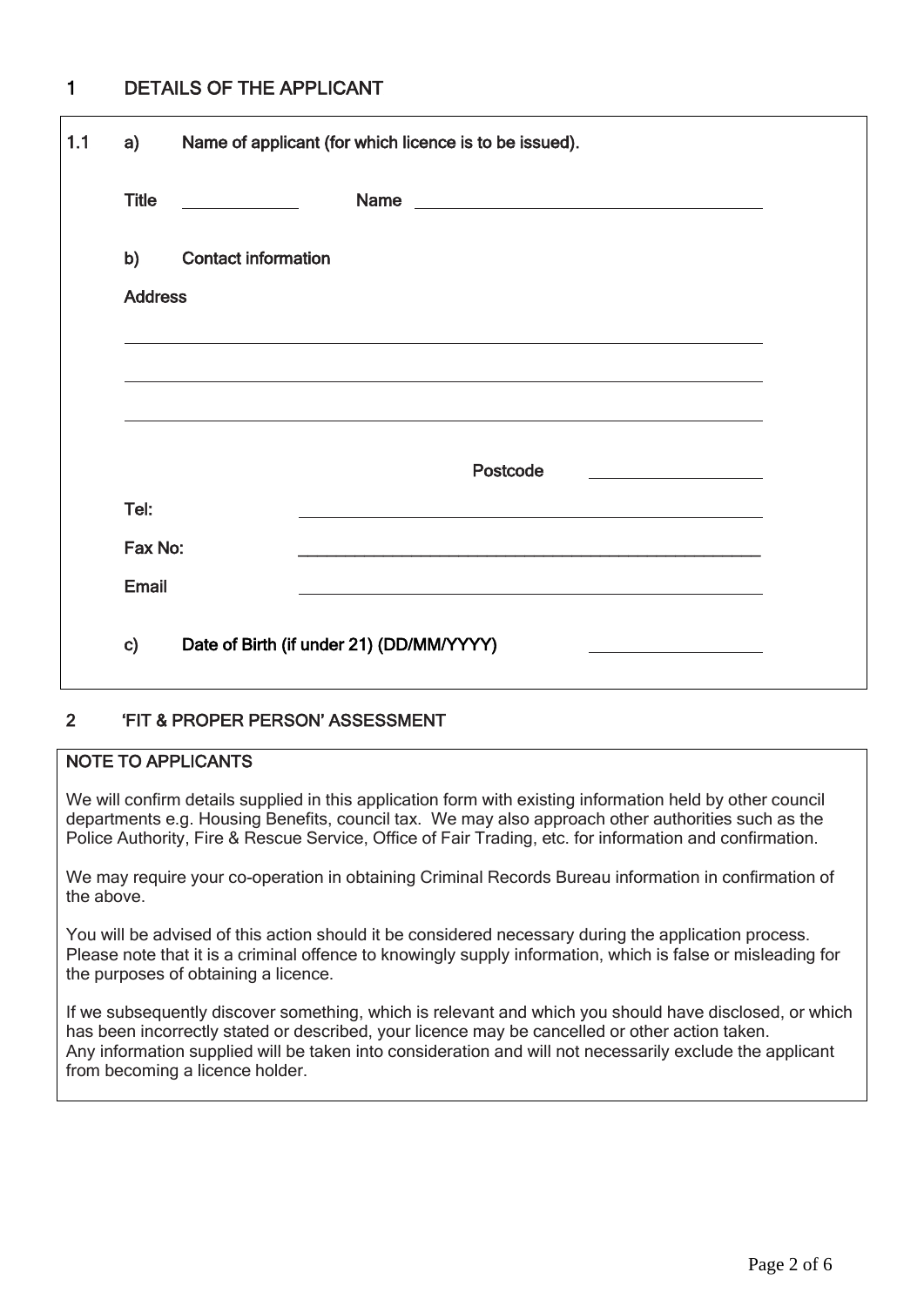## 1 DETAILS OF THE APPLICANT

**1.1 a) Name of applicant (for which licence is to be issued).**

**Title** \_\_\_\_\_\_\_\_\_\_ **Name** \_\_\_\_\_\_\_\_\_\_\_\_\_\_\_\_\_\_\_\_\_\_\_\_\_\_\_\_\_\_

**b) Contact information**

**Address**

\_\_\_\_\_\_\_\_\_\_\_\_\_\_\_\_\_\_\_\_\_\_\_\_\_\_\_\_\_\_\_\_\_\_\_\_\_\_\_\_

\_\_\_\_\_\_\_\_\_\_\_\_\_\_\_\_\_\_\_\_\_\_\_\_\_\_\_\_\_\_\_\_\_\_\_\_\_\_\_\_

\_\_\_\_\_\_\_\_\_\_\_\_\_\_\_\_\_\_\_\_\_\_\_\_\_\_\_\_\_\_\_\_\_\_\_\_\_\_\_\_

**Postcode** \_\_\_\_\_\_\_\_\_\_\_\_\_\_\_\_

**Tel:** \_\_\_\_\_\_\_\_\_\_\_\_\_\_\_\_\_\_\_\_\_\_\_\_\_\_\_\_\_\_

**Fax No:** \_\_\_\_\_\_\_\_\_\_\_\_\_\_\_\_\_\_\_\_\_\_\_\_\_\_\_\_\_\_

**Email** \_\_\_\_\_\_\_\_\_\_\_\_\_\_\_\_\_\_\_\_\_\_\_\_\_\_\_\_\_\_

**c) Date of Birth (if under 21) (DD/MM/YYYY)** \_\_\_\_\_\_\_\_\_\_\_\_\_\_\_\_

## 2 'FIT & PROPER PERSON' ASSESSMENT

**NOTE TO APPLICANTS**

We will confirm details supplied in this application form with existing information held by other council departments e.g. Housing Benefits, council tax. We may also approach other authorities such as the Police Authority, Fire & Rescue Service, Office of Fair Trading, etc. for information and confirmation.

We may require your co-operation in obtaining Criminal Records Bureau information in confirmation of the above.

You will be advised of this action should it be considered necessary during the application process. Please note that it is a criminal offence to knowingly supply information, which is false or misleading for the purposes of obtaining a licence.

If we subsequently discover something, which is relevant and which you should have disclosed, or which has been incorrectly stated or described, your licence may be cancelled or other action taken. Any information supplied will be taken into consideration and will not necessarily exclude the applicant from becoming a licence holder.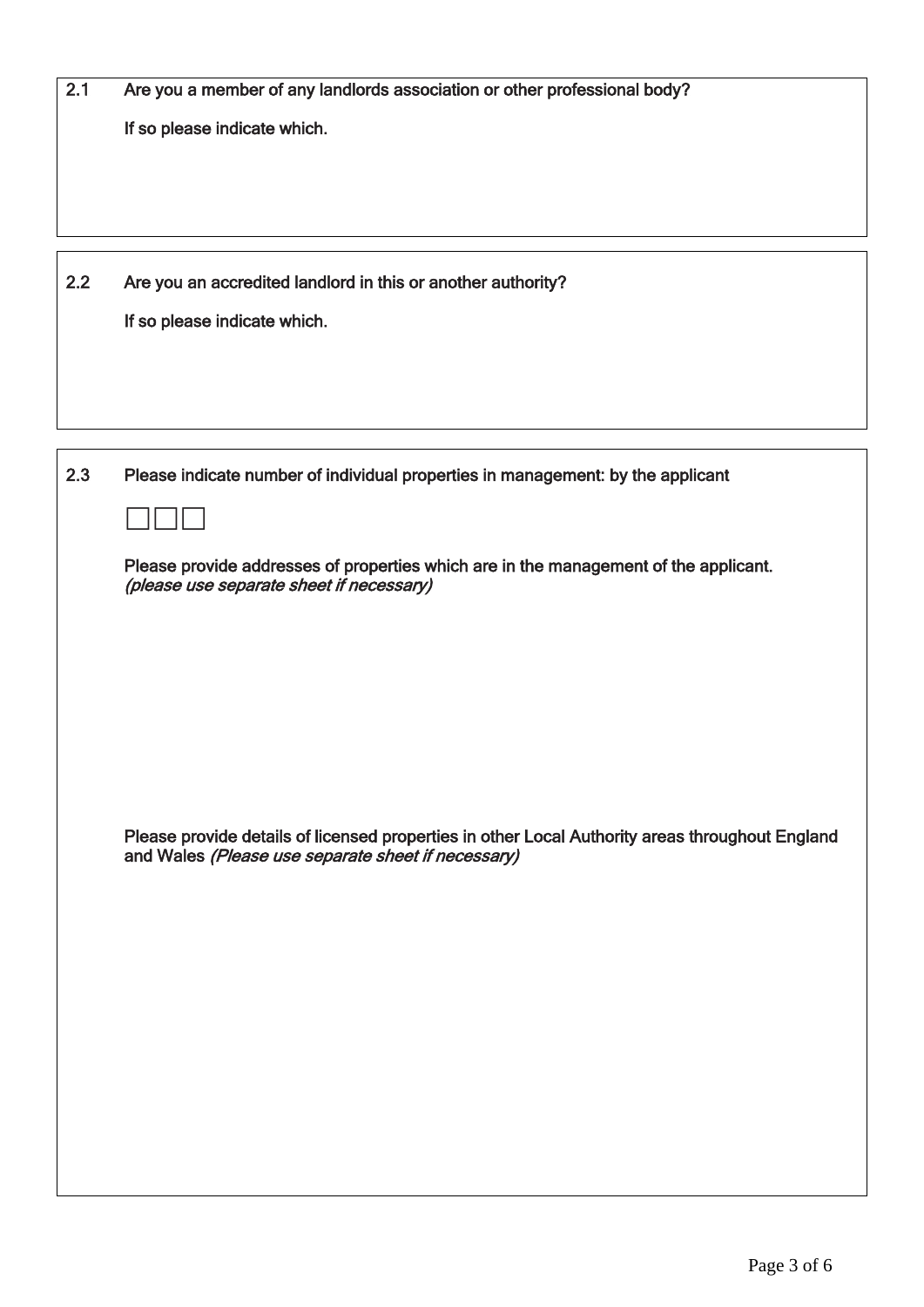2.1 Are you a member of any landlords association or other professional body?

If so please indicate which.

2.2 Are you an accredited landlord in this or another authority?

If so please indicate which.

2.3 Please indicate number of individual properties in management: by the applicant

☐☐☐

Please provide addresses of properties which are in the management of the applicant. *(please use separate sheet if necessary)*

Please provide details of licensed properties in other Local Authority areas throughout England and Wales *(Please use separate sheet if necessary)*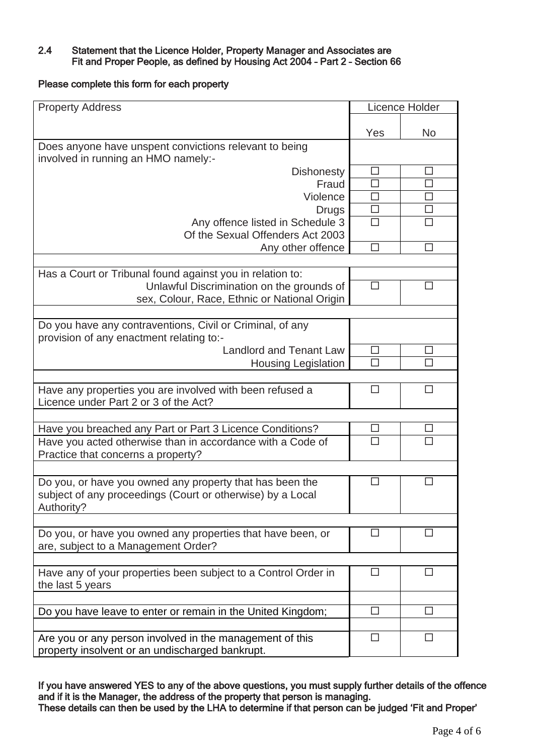### 2.4 Statement that the Licence Holder, Property Manager and Associates are Fit and Proper People, as defined by Housing Act 2004 – Part 2 – Section 66

**Please complete this form for each property**

| Property Address | Licence Holder | |
|---|---|---|
| | Yes | No |
| Does anyone have unspent convictions relevant to being involved in running an HMO namely:- | | |
| Dishonesty | ☐ | ☐ |
| Fraud | ☐ | ☐ |
| Violence | ☐ | ☐ |
| Drugs | ☐ | ☐ |
| Any offence listed in Schedule 3 Of the Sexual Offenders Act 2003 | ☐ | ☐ |
| Any other offence | ☐ | ☐ |
| | | |
| Has a Court or Tribunal found against you in relation to: | | |
| Unlawful Discrimination on the grounds of sex, Colour, Race, Ethnic or National Origin | ☐ | ☐ |
| | | |
| Do you have any contraventions, Civil or Criminal, of any provision of any enactment relating to:- | | |
| Landlord and Tenant Law | ☐ | ☐ |
| Housing Legislation | ☐ | ☐ |
| | | |
| Have any properties you are involved with been refused a Licence under Part 2 or 3 of the Act? | ☐ | ☐ |
| | | |
| Have you breached any Part or Part 3 Licence Conditions? | ☐ | ☐ |
| Have you acted otherwise than in accordance with a Code of Practice that concerns a property? | ☐ | ☐ |
| | | |
| Do you, or have you owned any property that has been the subject of any proceedings (Court or otherwise) by a Local Authority? | ☐ | ☐ |
| | | |
| Do you, or have you owned any properties that have been, or are, subject to a Management Order? | ☐ | ☐ |
| | | |
| Have any of your properties been subject to a Control Order in the last 5 years | ☐ | ☐ |
| | | |
| Do you have leave to enter or remain in the United Kingdom; | ☐ | ☐ |
| | | |
| Are you or any person involved in the management of this property insolvent or an undischarged bankrupt. | ☐ | ☐ |

**If you have answered YES to any of the above questions, you must supply further details of the offence and if it is the Manager, the address of the property that person is managing.**
**These details can then be used by the LHA to determine if that person can be judged 'Fit and Proper'**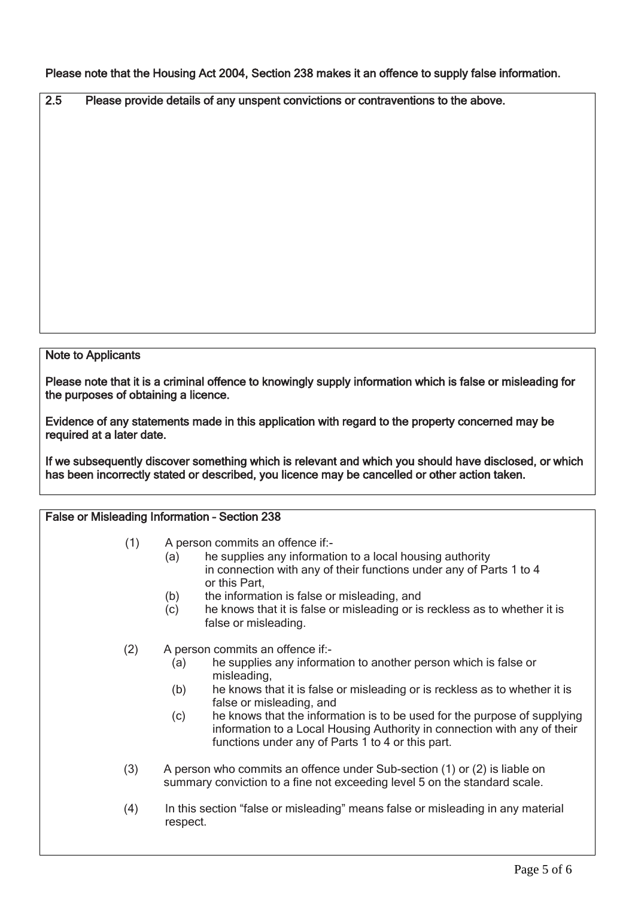**Please note that the Housing Act 2004, Section 238 makes it an offence to supply false information.**

**2.5 Please provide details of any unspent convictions or contraventions to the above.**

**Note to Applicants**

**Please note that it is a criminal offence to knowingly supply information which is false or misleading for the purposes of obtaining a licence.**

**Evidence of any statements made in this application with regard to the property concerned may be required at a later date.**

**If we subsequently discover something which is relevant and which you should have disclosed, or which has been incorrectly stated or described, you licence may be cancelled or other action taken.**

**False or Misleading Information – Section 238**

(1) A person commits an offence if:-
   - (a) he supplies any information to a local housing authority in connection with any of their functions under any of Parts 1 to 4 or this Part,
   - (b) the information is false or misleading, and
   - (c) he knows that it is false or misleading or is reckless as to whether it is false or misleading.

(2) A person commits an offence if:-
   - (a) he supplies any information to another person which is false or misleading,
   - (b) he knows that it is false or misleading or is reckless as to whether it is false or misleading, and
   - (c) he knows that the information is to be used for the purpose of supplying information to a Local Housing Authority in connection with any of their functions under any of Parts 1 to 4 or this part.

(3) A person who commits an offence under Sub-section (1) or (2) is liable on summary conviction to a fine not exceeding level 5 on the standard scale.

(4) In this section "false or misleading" means false or misleading in any material respect.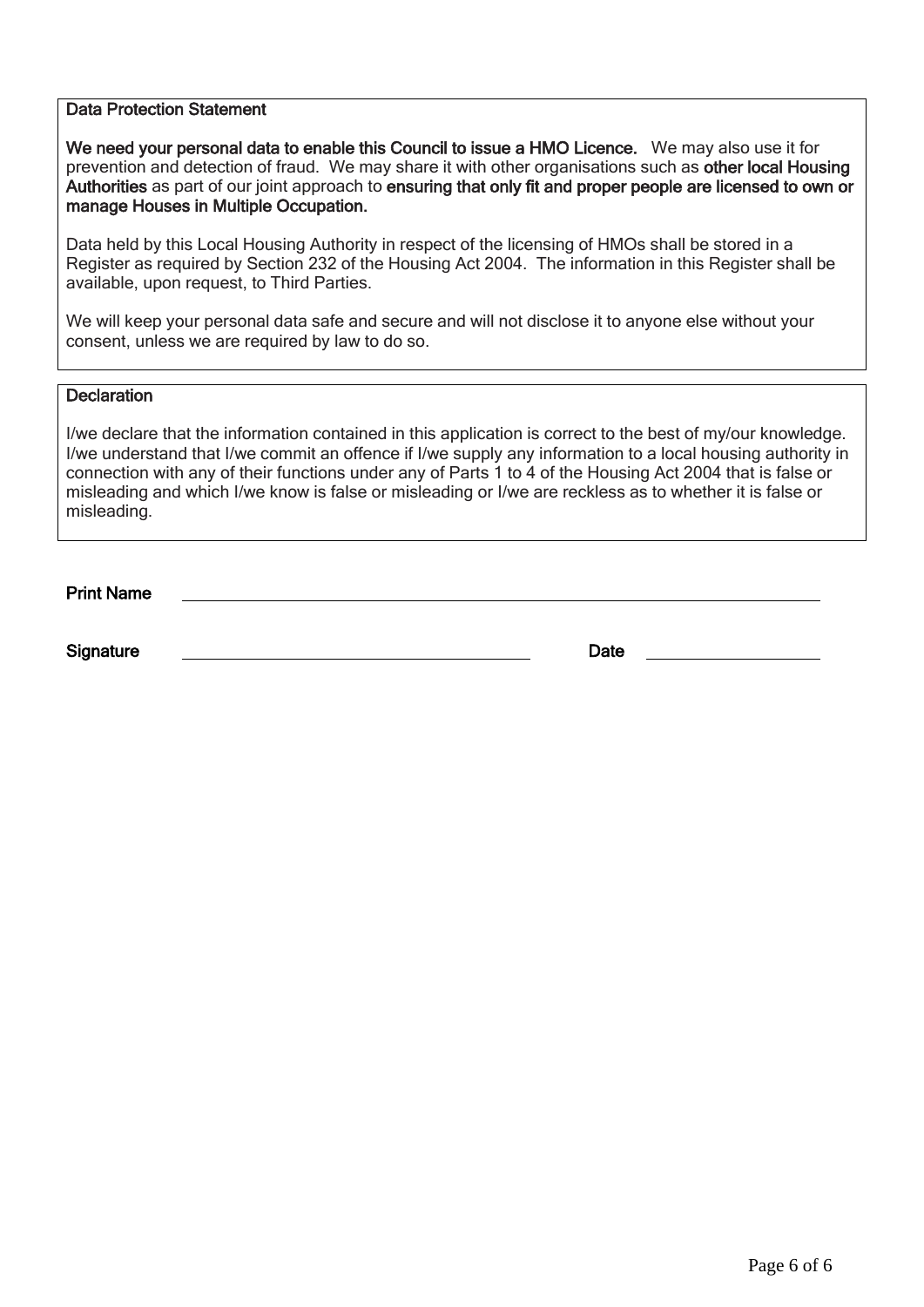## Data Protection Statement

**We need your personal data to enable this Council to issue a HMO Licence.** We may also use it for prevention and detection of fraud. We may share it with other organisations such as **other local Housing Authorities** as part of our joint approach to **ensuring that only fit and proper people are licensed to own or manage Houses in Multiple Occupation.**

Data held by this Local Housing Authority in respect of the licensing of HMOs shall be stored in a Register as required by Section 232 of the Housing Act 2004. The information in this Register shall be available, upon request, to Third Parties.

We will keep your personal data safe and secure and will not disclose it to anyone else without your consent, unless we are required by law to do so.

## Declaration

I/we declare that the information contained in this application is correct to the best of my/our knowledge. I/we understand that I/we commit an offence if I/we supply any information to a local housing authority in connection with any of their functions under any of Parts 1 to 4 of the Housing Act 2004 that is false or misleading and which I/we know is false or misleading or I/we are reckless as to whether it is false or misleading.

**Print Name** ______________________________________________

**Signature** ____________________________ **Date** ________________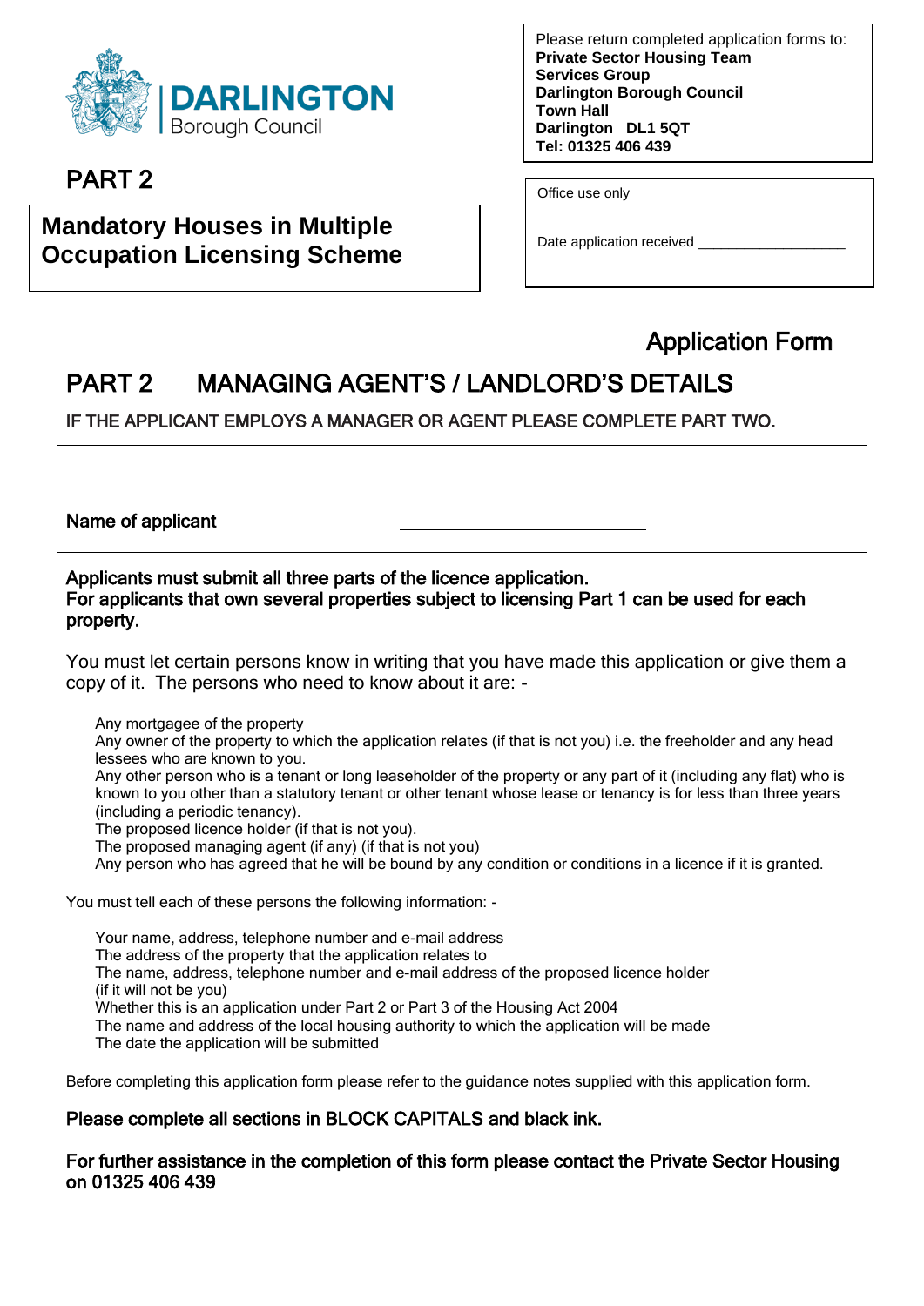**DARLINGTON** Borough Council

Please return completed application forms to:
**Private Sector Housing Team**
**Services Group**
**Darlington Borough Council**
**Town Hall**
**Darlington DL1 5QT**
**Tel: 01325 406 439**

# PART 2

**Mandatory Houses in Multiple Occupation Licensing Scheme**

Office use only

Date application received ___________________

## Application Form

## PART 2 MANAGING AGENT'S / LANDLORD'S DETAILS

IF THE APPLICANT EMPLOYS A MANAGER OR AGENT PLEASE COMPLETE PART TWO.

**Name of applicant** ______________________________

**Applicants must submit all three parts of the licence application.**
**For applicants that own several properties subject to licensing Part 1 can be used for each property.**

You must let certain persons know in writing that you have made this application or give them a copy of it. The persons who need to know about it are: -

- Any mortgagee of the property
- Any owner of the property to which the application relates (if that is not you) i.e. the freeholder and any head lessees who are known to you.
- Any other person who is a tenant or long leaseholder of the property or any part of it (including any flat) who is known to you other than a statutory tenant or other tenant whose lease or tenancy is for less than three years (including a periodic tenancy).
- The proposed licence holder (if that is not you).
- The proposed managing agent (if any) (if that is not you)
- Any person who has agreed that he will be bound by any condition or conditions in a licence if it is granted.

You must tell each of these persons the following information: -

- Your name, address, telephone number and e-mail address
- The address of the property that the application relates to
- The name, address, telephone number and e-mail address of the proposed licence holder (if it will not be you)
- Whether this is an application under Part 2 or Part 3 of the Housing Act 2004
- The name and address of the local housing authority to which the application will be made
- The date the application will be submitted

Before completing this application form please refer to the guidance notes supplied with this application form.

**Please complete all sections in BLOCK CAPITALS and black ink.**

**For further assistance in the completion of this form please contact the Private Sector Housing on 01325 406 439**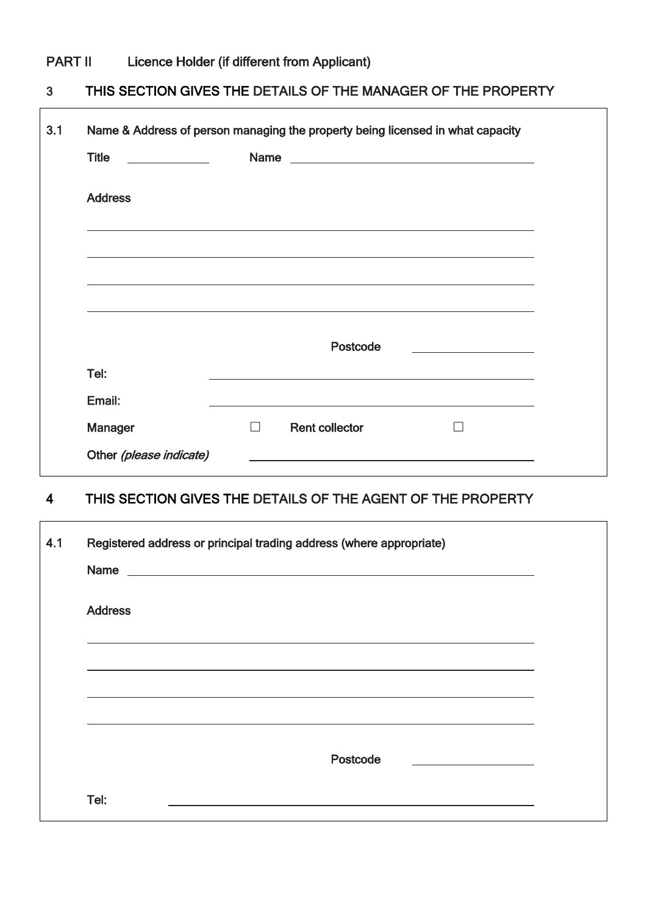## PART II Licence Holder (if different from Applicant)

### 3 THIS SECTION GIVES THE DETAILS OF THE MANAGER OF THE PROPERTY

**3.1** Name & Address of person managing the property being licensed in what capacity

Title ____________ Name ________________________________________

Address

______________________________________________________________

______________________________________________________________

______________________________________________________________

______________________________________________________________

Postcode ________________

Tel: ______________________________________________________________

Email: ______________________________________________________________

Manager ☐ Rent collector ☐

Other *(please indicate)* ________________________________________

### 4 THIS SECTION GIVES THE DETAILS OF THE AGENT OF THE PROPERTY

**4.1** Registered address or principal trading address (where appropriate)

Name ______________________________________________________________

Address

______________________________________________________________

______________________________________________________________

______________________________________________________________

______________________________________________________________

Postcode ________________

Tel: ______________________________________________________________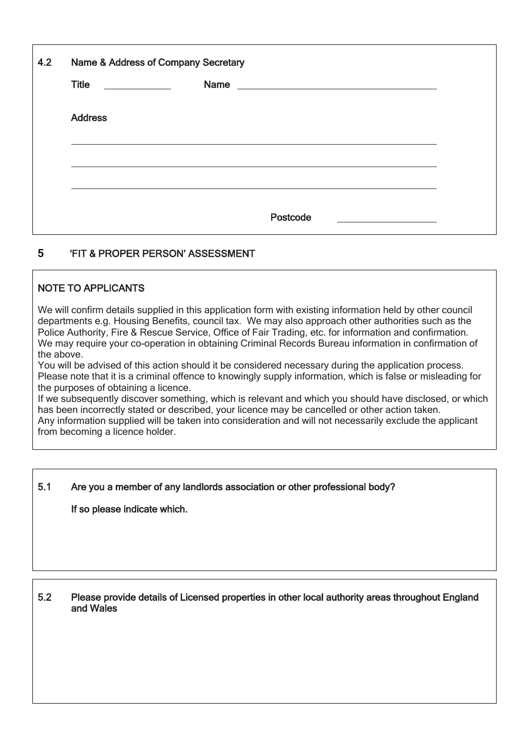**4.2 Name & Address of Company Secretary**

**Title** ____________ **Name** ____________________________________

**Address**

______________________________________________________________

______________________________________________________________

______________________________________________________________

**Postcode** ________________

## 5 'FIT & PROPER PERSON' ASSESSMENT

**NOTE TO APPLICANTS**

We will confirm details supplied in this application form with existing information held by other council departments e.g. Housing Benefits, council tax. We may also approach other authorities such as the Police Authority, Fire & Rescue Service, Office of Fair Trading, etc. for information and confirmation. We may require your co-operation in obtaining Criminal Records Bureau information in confirmation of the above.

You will be advised of this action should it be considered necessary during the application process. Please note that it is a criminal offence to knowingly supply information, which is false or misleading for the purposes of obtaining a licence.

If we subsequently discover something, which is relevant and which you should have disclosed, or which has been incorrectly stated or described, your licence may be cancelled or other action taken.

Any information supplied will be taken into consideration and will not necessarily exclude the applicant from becoming a licence holder.

**5.1 Are you a member of any landlords association or other professional body?**

**If so please indicate which.**

**5.2 Please provide details of Licensed properties in other local authority areas throughout England and Wales**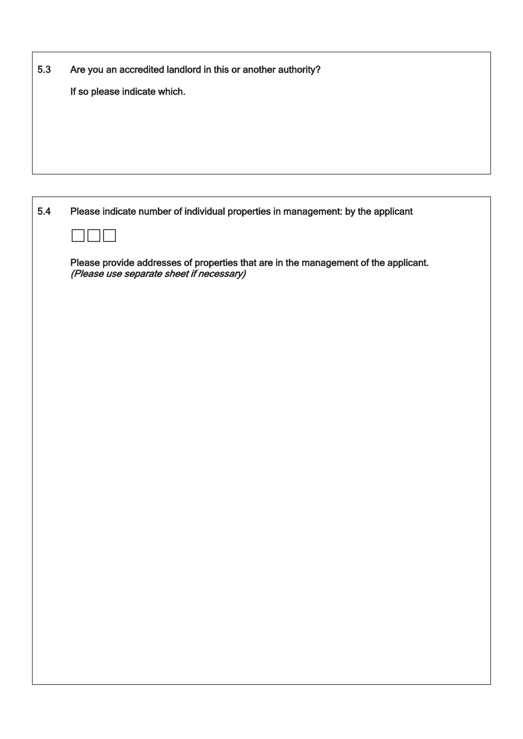5.3 Are you an accredited landlord in this or another authority?

If so please indicate which.

5.4 Please indicate number of individual properties in management: by the applicant

☐☐☐

Please provide addresses of properties that are in the management of the applicant.
*(Please use separate sheet if necessary)*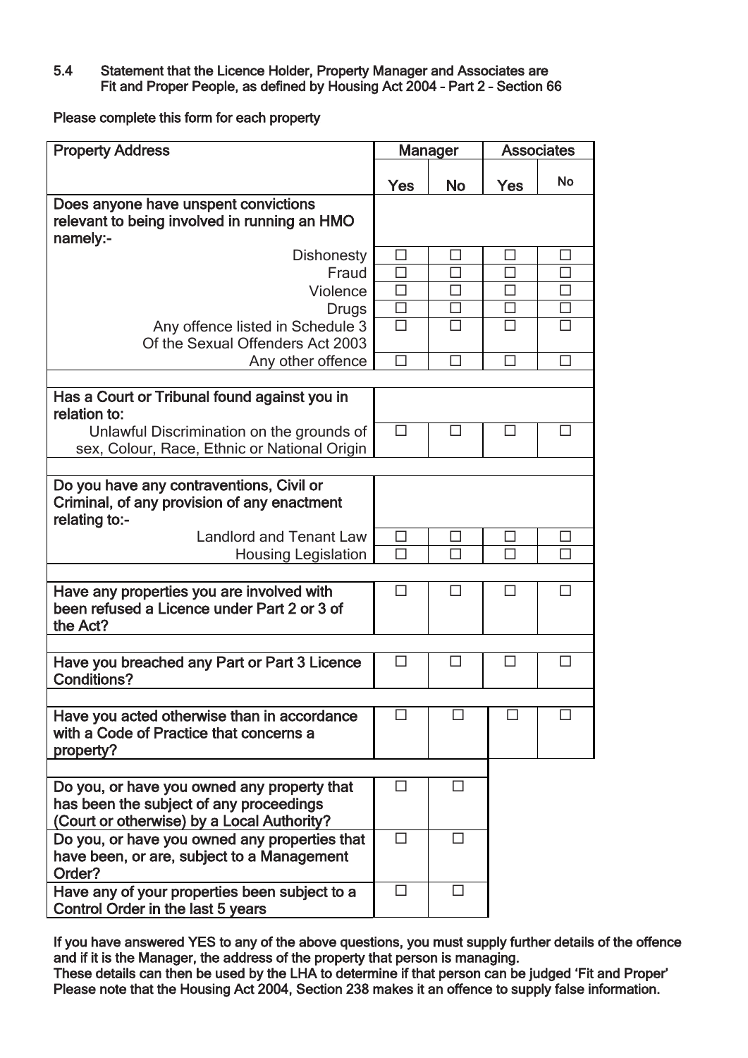### 5.4 Statement that the Licence Holder, Property Manager and Associates are Fit and Proper People, as defined by Housing Act 2004 – Part 2 – Section 66

Please complete this form for each property

| Property Address | Manager | | Associates | |
|---|---|---|---|---|
| | **Yes** | **No** | **Yes** | **No** |
| **Does anyone have unspent convictions relevant to being involved in running an HMO namely:-** | | | | |
| Dishonesty | ☐ | ☐ | ☐ | ☐ |
| Fraud | ☐ | ☐ | ☐ | ☐ |
| Violence | ☐ | ☐ | ☐ | ☐ |
| Drugs | ☐ | ☐ | ☐ | ☐ |
| Any offence listed in Schedule 3 Of the Sexual Offenders Act 2003 | ☐ | ☐ | ☐ | ☐ |
| Any other offence | ☐ | ☐ | ☐ | ☐ |
| | | | | |
| **Has a Court or Tribunal found against you in relation to:** | | | | |
| Unlawful Discrimination on the grounds of sex, Colour, Race, Ethnic or National Origin | ☐ | ☐ | ☐ | ☐ |
| | | | | |
| **Do you have any contraventions, Civil or Criminal, of any provision of any enactment relating to:-** | | | | |
| Landlord and Tenant Law | ☐ | ☐ | ☐ | ☐ |
| Housing Legislation | ☐ | ☐ | ☐ | ☐ |
| | | | | |
| **Have any properties you are involved with been refused a Licence under Part 2 or 3 of the Act?** | ☐ | ☐ | ☐ | ☐ |
| | | | | |
| **Have you breached any Part or Part 3 Licence Conditions?** | ☐ | ☐ | ☐ | ☐ |
| | | | | |
| **Have you acted otherwise than in accordance with a Code of Practice that concerns a property?** | ☐ | ☐ | ☐ | ☐ |
| | | | | |
| **Do you, or have you owned any property that has been the subject of any proceedings (Court or otherwise) by a Local Authority?** | ☐ | ☐ | | |
| **Do you, or have you owned any properties that have been, or are, subject to a Management Order?** | ☐ | ☐ | | |
| **Have any of your properties been subject to a Control Order in the last 5 years** | ☐ | ☐ | | |

If you have answered YES to any of the above questions, you must supply further details of the offence and if it is the Manager, the address of the property that person is managing.
These details can then be used by the LHA to determine if that person can be judged 'Fit and Proper'
Please note that the Housing Act 2004, Section 238 makes it an offence to supply false information.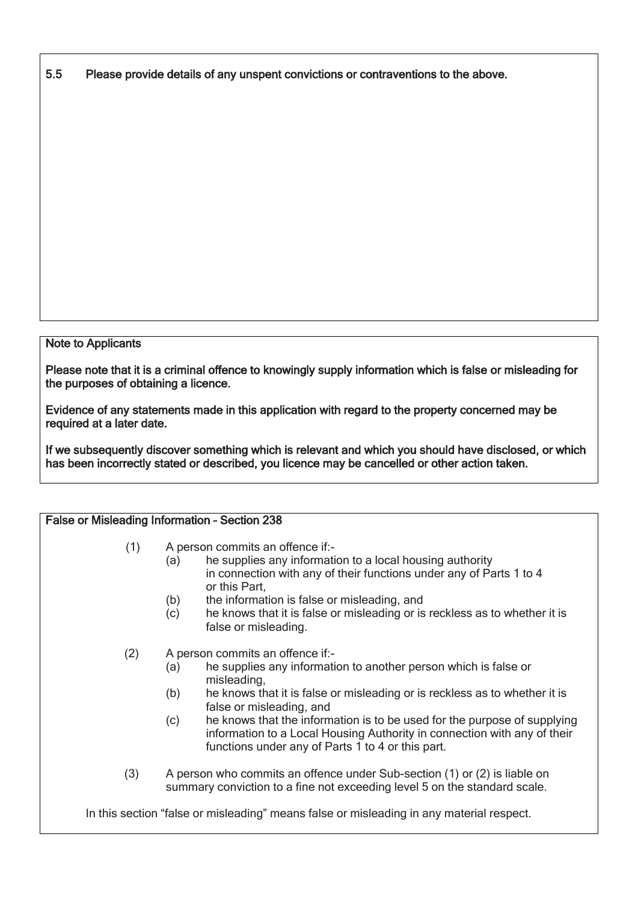**5.5 Please provide details of any unspent convictions or contraventions to the above.**

**Note to Applicants**

**Please note that it is a criminal offence to knowingly supply information which is false or misleading for the purposes of obtaining a licence.**

**Evidence of any statements made in this application with regard to the property concerned may be required at a later date.**

**If we subsequently discover something which is relevant and which you should have disclosed, or which has been incorrectly stated or described, you licence may be cancelled or other action taken.**

**False or Misleading Information – Section 238**

(1) A person commits an offence if:-
  - (a) he supplies any information to a local housing authority in connection with any of their functions under any of Parts 1 to 4 or this Part,
  - (b) the information is false or misleading, and
  - (c) he knows that it is false or misleading or is reckless as to whether it is false or misleading.

(2) A person commits an offence if:-
  - (a) he supplies any information to another person which is false or misleading,
  - (b) he knows that it is false or misleading or is reckless as to whether it is false or misleading, and
  - (c) he knows that the information is to be used for the purpose of supplying information to a Local Housing Authority in connection with any of their functions under any of Parts 1 to 4 or this part.

(3) A person who commits an offence under Sub-section (1) or (2) is liable on summary conviction to a fine not exceeding level 5 on the standard scale.

In this section "false or misleading" means false or misleading in any material respect.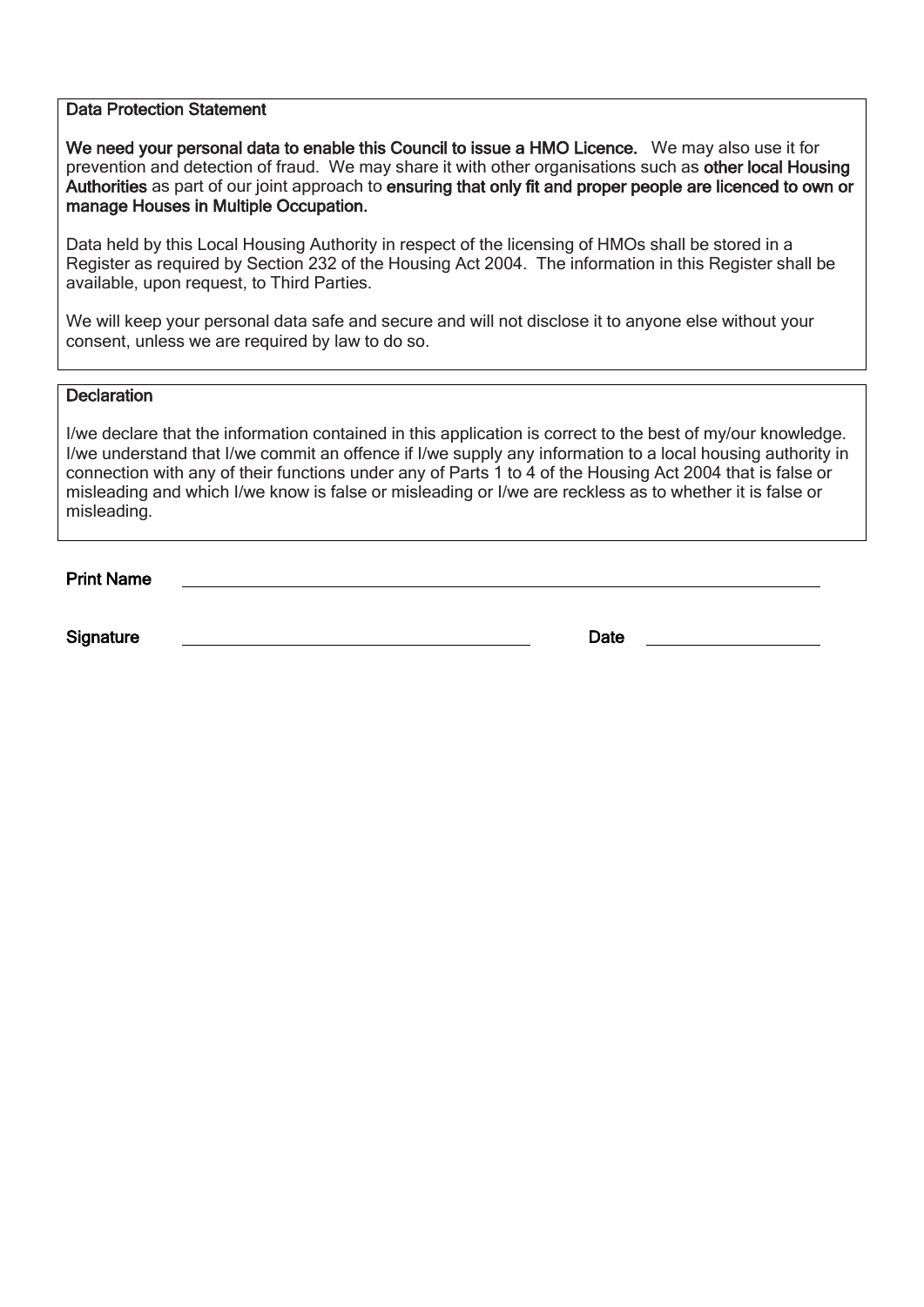**Data Protection Statement**

**We need your personal data to enable this Council to issue a HMO Licence.** We may also use it for prevention and detection of fraud. We may share it with other organisations such as **other local Housing Authorities** as part of our joint approach to **ensuring that only fit and proper people are licenced to own or manage Houses in Multiple Occupation.**

Data held by this Local Housing Authority in respect of the licensing of HMOs shall be stored in a Register as required by Section 232 of the Housing Act 2004. The information in this Register shall be available, upon request, to Third Parties.

We will keep your personal data safe and secure and will not disclose it to anyone else without your consent, unless we are required by law to do so.

**Declaration**

I/we declare that the information contained in this application is correct to the best of my/our knowledge. I/we understand that I/we commit an offence if I/we supply any information to a local housing authority in connection with any of their functions under any of Parts 1 to 4 of the Housing Act 2004 that is false or misleading and which I/we know is false or misleading or I/we are reckless as to whether it is false or misleading.

**Print Name** ______________________________________________

**Signature** ______________________________ **Date** ______________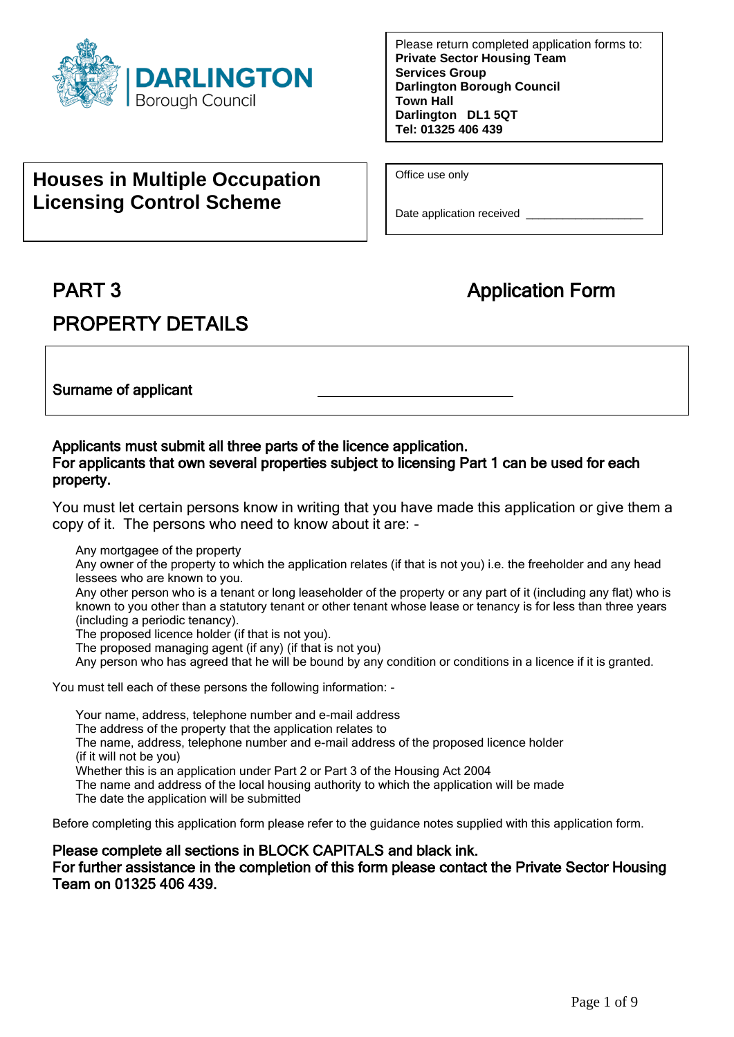DARLINGTON Borough Council

Please return completed application forms to:
**Private Sector Housing Team**
**Services Group**
**Darlington Borough Council**
**Town Hall**
**Darlington DL1 5QT**
**Tel: 01325 406 439**

# Houses in Multiple Occupation Licensing Control Scheme

Office use only

Date application received ________________

## PART 3 — Application Form

## PROPERTY DETAILS

**Surname of applicant** ____________________

**Applicants must submit all three parts of the licence application.**
**For applicants that own several properties subject to licensing Part 1 can be used for each property.**

You must let certain persons know in writing that you have made this application or give them a copy of it. The persons who need to know about it are: -

- Any mortgagee of the property
- Any owner of the property to which the application relates (if that is not you) i.e. the freeholder and any head lessees who are known to you.
- Any other person who is a tenant or long leaseholder of the property or any part of it (including any flat) who is known to you other than a statutory tenant or other tenant whose lease or tenancy is for less than three years (including a periodic tenancy).
- The proposed licence holder (if that is not you).
- The proposed managing agent (if any) (if that is not you)
- Any person who has agreed that he will be bound by any condition or conditions in a licence if it is granted.

You must tell each of these persons the following information: -

- Your name, address, telephone number and e-mail address
- The address of the property that the application relates to
- The name, address, telephone number and e-mail address of the proposed licence holder (if it will not be you)
- Whether this is an application under Part 2 or Part 3 of the Housing Act 2004
- The name and address of the local housing authority to which the application will be made
- The date the application will be submitted

Before completing this application form please refer to the guidance notes supplied with this application form.

**Please complete all sections in BLOCK CAPITALS and black ink.**
**For further assistance in the completion of this form please contact the Private Sector Housing Team on 01325 406 439.**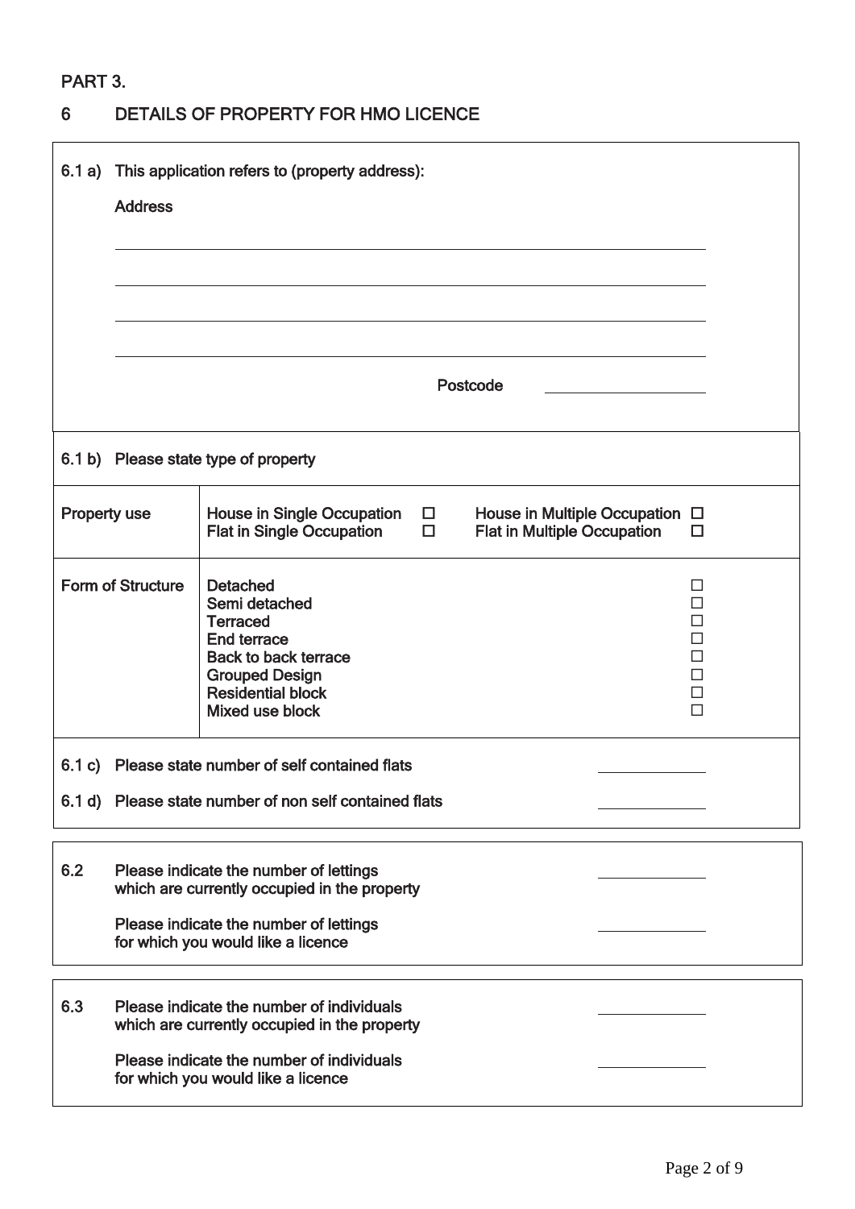PART 3.

## 6 DETAILS OF PROPERTY FOR HMO LICENCE

**6.1 a)** This application refers to (property address):

Address

\_\_\_\_\_\_\_\_\_\_\_\_\_\_\_\_\_\_\_\_\_\_\_\_\_\_\_\_\_\_\_\_\_\_\_\_\_\_\_\_

\_\_\_\_\_\_\_\_\_\_\_\_\_\_\_\_\_\_\_\_\_\_\_\_\_\_\_\_\_\_\_\_\_\_\_\_\_\_\_\_

\_\_\_\_\_\_\_\_\_\_\_\_\_\_\_\_\_\_\_\_\_\_\_\_\_\_\_\_\_\_\_\_\_\_\_\_\_\_\_\_

\_\_\_\_\_\_\_\_\_\_\_\_\_\_\_\_\_\_\_\_\_\_\_\_\_\_\_\_\_\_\_\_\_\_\_\_\_\_\_\_

Postcode \_\_\_\_\_\_\_\_\_\_\_\_\_\_\_\_

**6.1 b)** Please state type of property

| | |
|---|---|
| Property use | House in Single Occupation ☐ House in Multiple Occupation ☐<br>Flat in Single Occupation ☐ Flat in Multiple Occupation ☐ |
| Form of Structure | Detached ☐<br>Semi detached ☐<br>Terraced ☐<br>End terrace ☐<br>Back to back terrace ☐<br>Grouped Design ☐<br>Residential block ☐<br>Mixed use block ☐ |

**6.1 c)** Please state number of self contained flats \_\_\_\_\_\_\_\_\_\_

**6.1 d)** Please state number of non self contained flats \_\_\_\_\_\_\_\_\_\_

**6.2** Please indicate the number of lettings which are currently occupied in the property \_\_\_\_\_\_\_\_\_\_

Please indicate the number of lettings for which you would like a licence \_\_\_\_\_\_\_\_\_\_

**6.3** Please indicate the number of individuals which are currently occupied in the property \_\_\_\_\_\_\_\_\_\_

Please indicate the number of individuals for which you would like a licence \_\_\_\_\_\_\_\_\_\_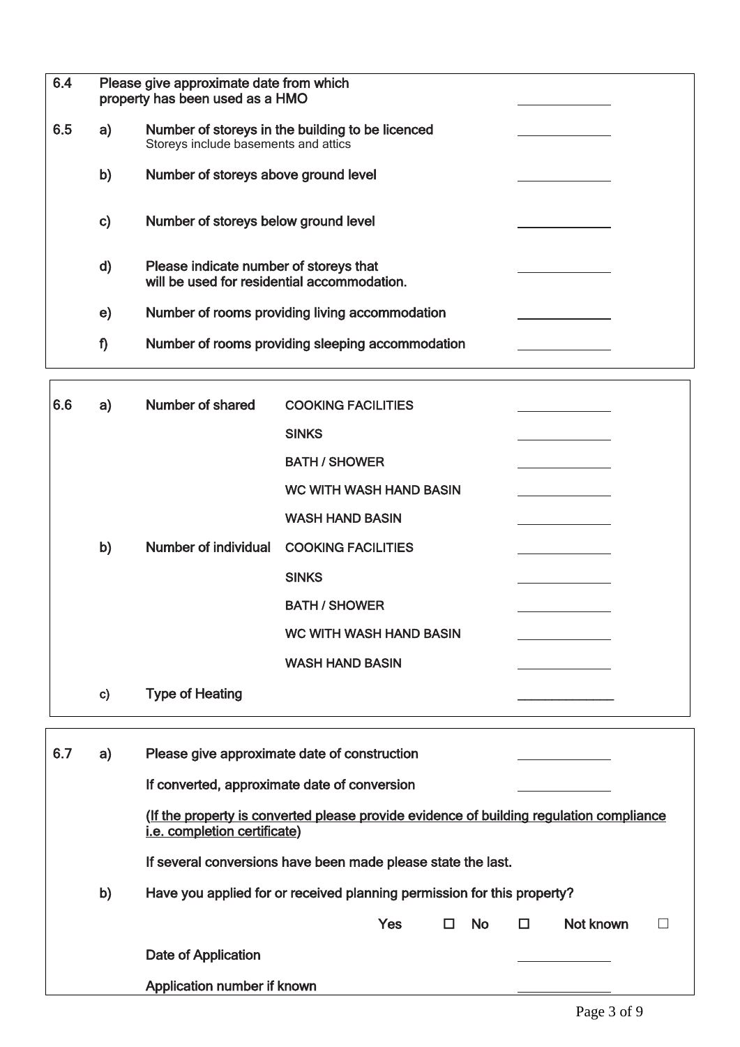| | | | |
|---|---|---|---|
| 6.4 | Please give approximate date from which property has been used as a HMO | | ______ |
| 6.5 | a) | Number of storeys in the building to be licenced<br>Storeys include basements and attics | ______ |
| | b) | Number of storeys above ground level | ______ |
| | c) | Number of storeys below ground level | ______ |
| | d) | Please indicate number of storeys that will be used for residential accommodation. | ______ |
| | e) | Number of rooms providing living accommodation | ______ |
| | f) | Number of rooms providing sleeping accommodation | ______ |

| | | | | |
|---|---|---|---|---|
| 6.6 | a) | Number of shared | COOKING FACILITIES | ______ |
| | | | SINKS | ______ |
| | | | BATH / SHOWER | ______ |
| | | | WC WITH WASH HAND BASIN | ______ |
| | | | WASH HAND BASIN | ______ |
| | b) | Number of individual | COOKING FACILITIES | ______ |
| | | | SINKS | ______ |
| | | | BATH / SHOWER | ______ |
| | | | WC WITH WASH HAND BASIN | ______ |
| | | | WASH HAND BASIN | ______ |
| | c) | Type of Heating | | ______ |

**6.7 a)** Please give approximate date of construction ______

If converted, approximate date of conversion ______

<u>(If the property is converted please provide evidence of building regulation compliance i.e. completion certificate)</u>

If several conversions have been made please state the last.

**b)** Have you applied for or received planning permission for this property?

Yes ☐ No ☐ Not known ☐

Date of Application ______

Application number if known ______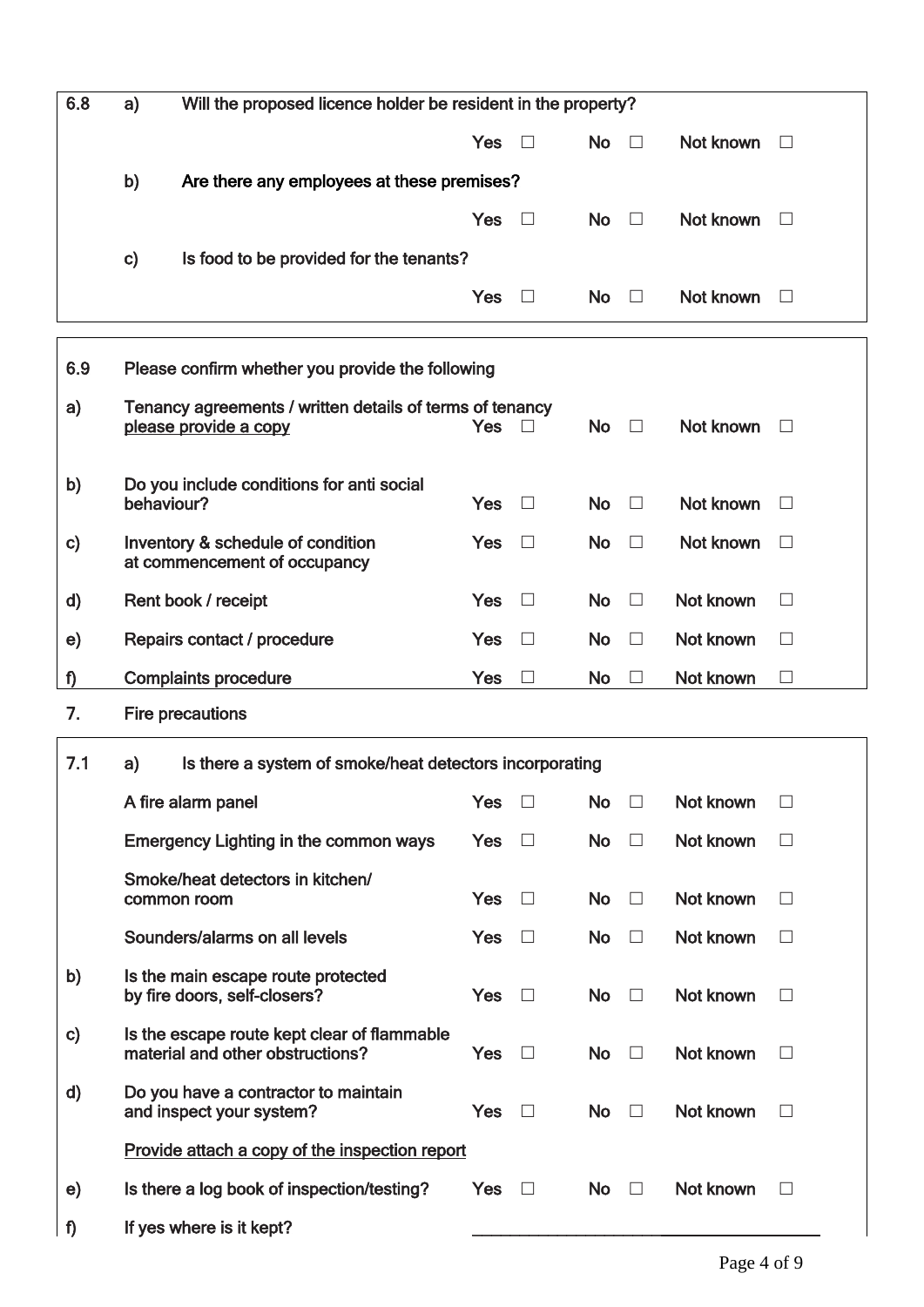| | | | | | |
|---|---|---|---|---|---|
| **6.8** | **a)** | **Will the proposed licence holder be resident in the property?** | | | |
| | | | Yes ☐ | No ☐ | Not known ☐ |
| | **b)** | **Are there any employees at these premises?** | | | |
| | | | Yes ☐ | No ☐ | Not known ☐ |
| | **c)** | **Is food to be provided for the tenants?** | | | |
| | | | Yes ☐ | No ☐ | Not known ☐ |

| | | | | |
|---|---|---|---|---|
| **6.9** | **Please confirm whether you provide the following** | | | |
| **a)** | **Tenancy agreements / written details of terms of tenancy** <u>please provide a copy</u> | Yes ☐ | No ☐ | Not known ☐ |
| **b)** | **Do you include conditions for anti social behaviour?** | Yes ☐ | No ☐ | Not known ☐ |
| **c)** | **Inventory & schedule of condition at commencement of occupancy** | Yes ☐ | No ☐ | Not known ☐ |
| **d)** | **Rent book / receipt** | Yes ☐ | No ☐ | Not known ☐ |
| **e)** | **Repairs contact / procedure** | Yes ☐ | No ☐ | Not known ☐ |
| **f)** | **Complaints procedure** | Yes ☐ | No ☐ | Not known ☐ |

**7. Fire precautions**

| | | | | |
|---|---|---|---|---|
| **7.1** | **a) Is there a system of smoke/heat detectors incorporating** | | | |
| | **A fire alarm panel** | Yes ☐ | No ☐ | Not known ☐ |
| | **Emergency Lighting in the common ways** | Yes ☐ | No ☐ | Not known ☐ |
| | **Smoke/heat detectors in kitchen/ common room** | Yes ☐ | No ☐ | Not known ☐ |
| | **Sounders/alarms on all levels** | Yes ☐ | No ☐ | Not known ☐ |
| **b)** | **Is the main escape route protected by fire doors, self-closers?** | Yes ☐ | No ☐ | Not known ☐ |
| **c)** | **Is the escape route kept clear of flammable material and other obstructions?** | Yes ☐ | No ☐ | Not known ☐ |
| **d)** | **Do you have a contractor to maintain and inspect your system?** | Yes ☐ | No ☐ | Not known ☐ |
| | <u>Provide attach a copy of the inspection report</u> | | | |
| **e)** | **Is there a log book of inspection/testing?** | Yes ☐ | No ☐ | Not known ☐ |
| **f)** | **If yes where is it kept?** | ______________________ | | |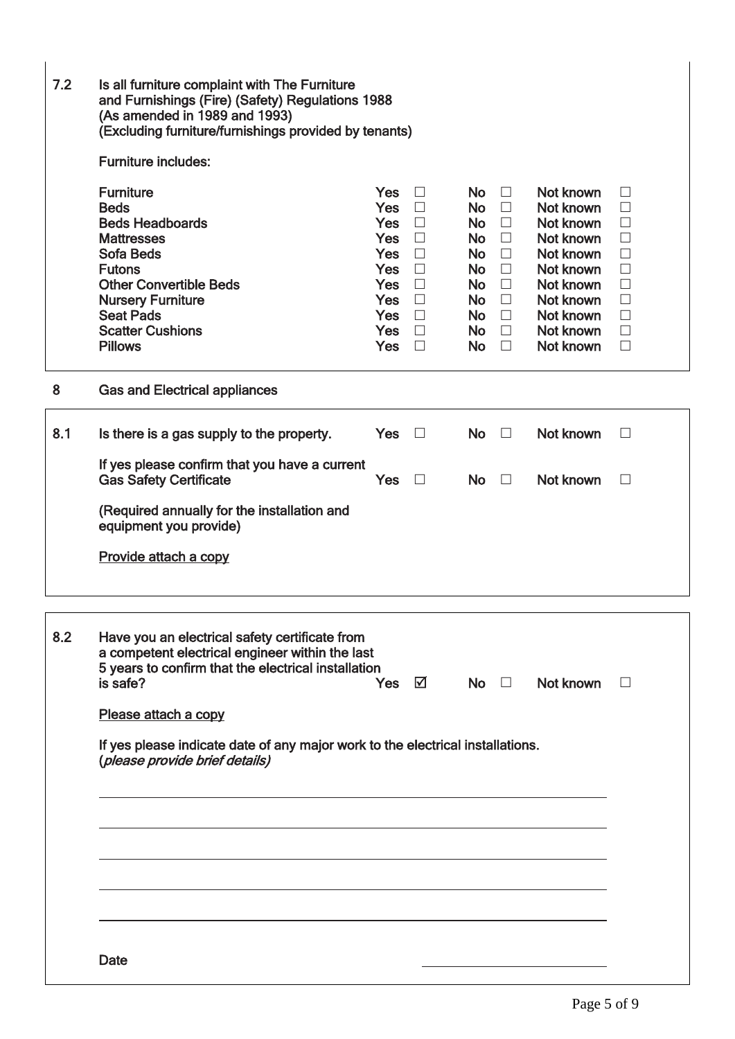**7.2 Is all furniture complaint with The Furniture and Furnishings (Fire) (Safety) Regulations 1988 (As amended in 1989 and 1993) (Excluding furniture/furnishings provided by tenants)**

**Furniture includes:**

| Item | Yes | No | Not known |
|---|---|---|---|
| Furniture | Yes ☐ | No ☐ | Not known ☐ |
| Beds | Yes ☐ | No ☐ | Not known ☐ |
| Beds Headboards | Yes ☐ | No ☐ | Not known ☐ |
| Mattresses | Yes ☐ | No ☐ | Not known ☐ |
| Sofa Beds | Yes ☐ | No ☐ | Not known ☐ |
| Futons | Yes ☐ | No ☐ | Not known ☐ |
| Other Convertible Beds | Yes ☐ | No ☐ | Not known ☐ |
| Nursery Furniture | Yes ☐ | No ☐ | Not known ☐ |
| Seat Pads | Yes ☐ | No ☐ | Not known ☐ |
| Scatter Cushions | Yes ☐ | No ☐ | Not known ☐ |
| Pillows | Yes ☐ | No ☐ | Not known ☐ |

## 8 Gas and Electrical appliances

**8.1** Is there is a gas supply to the property. Yes ☐ No ☐ Not known ☐

If yes please confirm that you have a current Gas Safety Certificate Yes ☐ No ☐ Not known ☐

(Required annually for the installation and equipment you provide)

Provide attach a copy

**8.2** Have you an electrical safety certificate from a competent electrical engineer within the last 5 years to confirm that the electrical installation is safe? Yes ☑ No ☐ Not known ☐

Please attach a copy

If yes please indicate date of any major work to the electrical installations. (*please provide brief details*)

\_\_\_\_\_\_\_\_\_\_\_\_\_\_\_\_\_\_\_\_\_\_\_\_\_\_\_\_\_\_\_\_\_\_\_\_\_\_\_\_\_\_\_\_

\_\_\_\_\_\_\_\_\_\_\_\_\_\_\_\_\_\_\_\_\_\_\_\_\_\_\_\_\_\_\_\_\_\_\_\_\_\_\_\_\_\_\_\_

\_\_\_\_\_\_\_\_\_\_\_\_\_\_\_\_\_\_\_\_\_\_\_\_\_\_\_\_\_\_\_\_\_\_\_\_\_\_\_\_\_\_\_\_

\_\_\_\_\_\_\_\_\_\_\_\_\_\_\_\_\_\_\_\_\_\_\_\_\_\_\_\_\_\_\_\_\_\_\_\_\_\_\_\_\_\_\_\_

\_\_\_\_\_\_\_\_\_\_\_\_\_\_\_\_\_\_\_\_\_\_\_\_\_\_\_\_\_\_\_\_\_\_\_\_\_\_\_\_\_\_\_\_

Date \_\_\_\_\_\_\_\_\_\_\_\_\_\_\_\_\_\_\_\_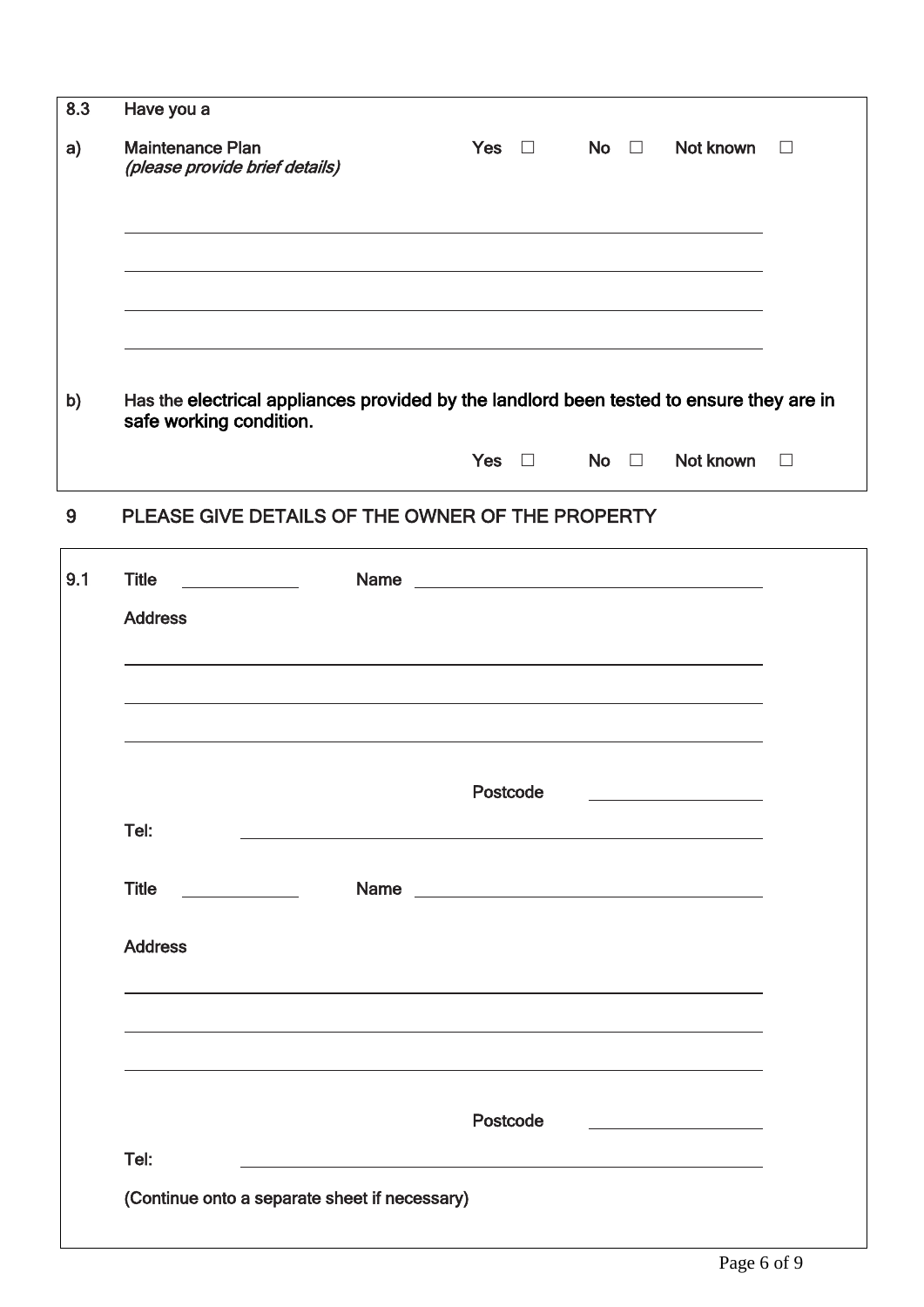**8.3** Have you a

**a)** Maintenance Plan Yes ☐ No ☐ Not known ☐
*(please provide brief details)*

\_\_\_\_\_\_\_\_\_\_\_\_\_\_\_\_\_\_\_\_\_\_\_\_\_\_\_\_\_\_\_\_\_\_\_\_\_\_\_\_\_\_\_\_\_\_\_\_\_\_\_\_\_\_\_\_

\_\_\_\_\_\_\_\_\_\_\_\_\_\_\_\_\_\_\_\_\_\_\_\_\_\_\_\_\_\_\_\_\_\_\_\_\_\_\_\_\_\_\_\_\_\_\_\_\_\_\_\_\_\_\_\_

\_\_\_\_\_\_\_\_\_\_\_\_\_\_\_\_\_\_\_\_\_\_\_\_\_\_\_\_\_\_\_\_\_\_\_\_\_\_\_\_\_\_\_\_\_\_\_\_\_\_\_\_\_\_\_\_

\_\_\_\_\_\_\_\_\_\_\_\_\_\_\_\_\_\_\_\_\_\_\_\_\_\_\_\_\_\_\_\_\_\_\_\_\_\_\_\_\_\_\_\_\_\_\_\_\_\_\_\_\_\_\_\_

**b)** Has the **electrical appliances provided by the landlord been tested to ensure they are in safe working condition.**

Yes ☐ No ☐ Not known ☐

## 9 PLEASE GIVE DETAILS OF THE OWNER OF THE PROPERTY

**9.1** Title \_\_\_\_\_\_\_\_\_\_ Name \_\_\_\_\_\_\_\_\_\_\_\_\_\_\_\_\_\_\_\_\_\_\_\_\_\_\_\_\_\_\_\_

Address

\_\_\_\_\_\_\_\_\_\_\_\_\_\_\_\_\_\_\_\_\_\_\_\_\_\_\_\_\_\_\_\_\_\_\_\_\_\_\_\_\_\_\_\_\_\_\_\_\_\_\_\_\_\_\_\_

\_\_\_\_\_\_\_\_\_\_\_\_\_\_\_\_\_\_\_\_\_\_\_\_\_\_\_\_\_\_\_\_\_\_\_\_\_\_\_\_\_\_\_\_\_\_\_\_\_\_\_\_\_\_\_\_

\_\_\_\_\_\_\_\_\_\_\_\_\_\_\_\_\_\_\_\_\_\_\_\_\_\_\_\_\_\_\_\_\_\_\_\_\_\_\_\_\_\_\_\_\_\_\_\_\_\_\_\_\_\_\_\_

Postcode \_\_\_\_\_\_\_\_\_\_\_\_\_\_\_\_

Tel: \_\_\_\_\_\_\_\_\_\_\_\_\_\_\_\_\_\_\_\_\_\_\_\_\_\_\_\_\_\_\_\_\_\_\_\_\_\_\_\_\_\_\_\_\_\_\_\_

Title \_\_\_\_\_\_\_\_\_\_ Name \_\_\_\_\_\_\_\_\_\_\_\_\_\_\_\_\_\_\_\_\_\_\_\_\_\_\_\_\_\_\_\_

Address

\_\_\_\_\_\_\_\_\_\_\_\_\_\_\_\_\_\_\_\_\_\_\_\_\_\_\_\_\_\_\_\_\_\_\_\_\_\_\_\_\_\_\_\_\_\_\_\_\_\_\_\_\_\_\_\_

\_\_\_\_\_\_\_\_\_\_\_\_\_\_\_\_\_\_\_\_\_\_\_\_\_\_\_\_\_\_\_\_\_\_\_\_\_\_\_\_\_\_\_\_\_\_\_\_\_\_\_\_\_\_\_\_

\_\_\_\_\_\_\_\_\_\_\_\_\_\_\_\_\_\_\_\_\_\_\_\_\_\_\_\_\_\_\_\_\_\_\_\_\_\_\_\_\_\_\_\_\_\_\_\_\_\_\_\_\_\_\_\_

Postcode \_\_\_\_\_\_\_\_\_\_\_\_\_\_\_\_

Tel: \_\_\_\_\_\_\_\_\_\_\_\_\_\_\_\_\_\_\_\_\_\_\_\_\_\_\_\_\_\_\_\_\_\_\_\_\_\_\_\_\_\_\_\_\_\_\_\_

(Continue onto a separate sheet if necessary)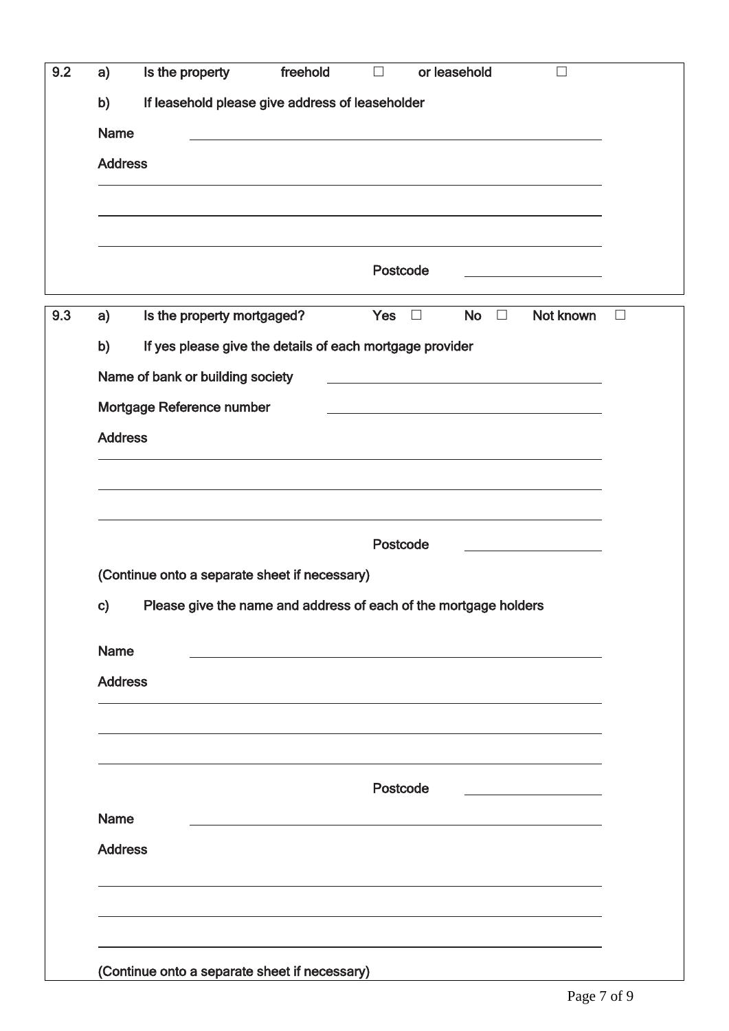**9.2** a) Is the property freehold ☐ or leasehold ☐

b) If leasehold please give address of leaseholder

Name ______________________________

Address

______________________________

______________________________

______________________________

Postcode ______________

**9.3** a) Is the property mortgaged? Yes ☐ No ☐ Not known ☐

b) If yes please give the details of each mortgage provider

Name of bank or building society ______________________________

Mortgage Reference number ______________________________

Address

______________________________

______________________________

______________________________

Postcode ______________

(Continue onto a separate sheet if necessary)

c) Please give the name and address of each of the mortgage holders

Name ______________________________

Address

______________________________

______________________________

______________________________

Postcode ______________

Name ______________________________

Address

______________________________

______________________________

______________________________

(Continue onto a separate sheet if necessary)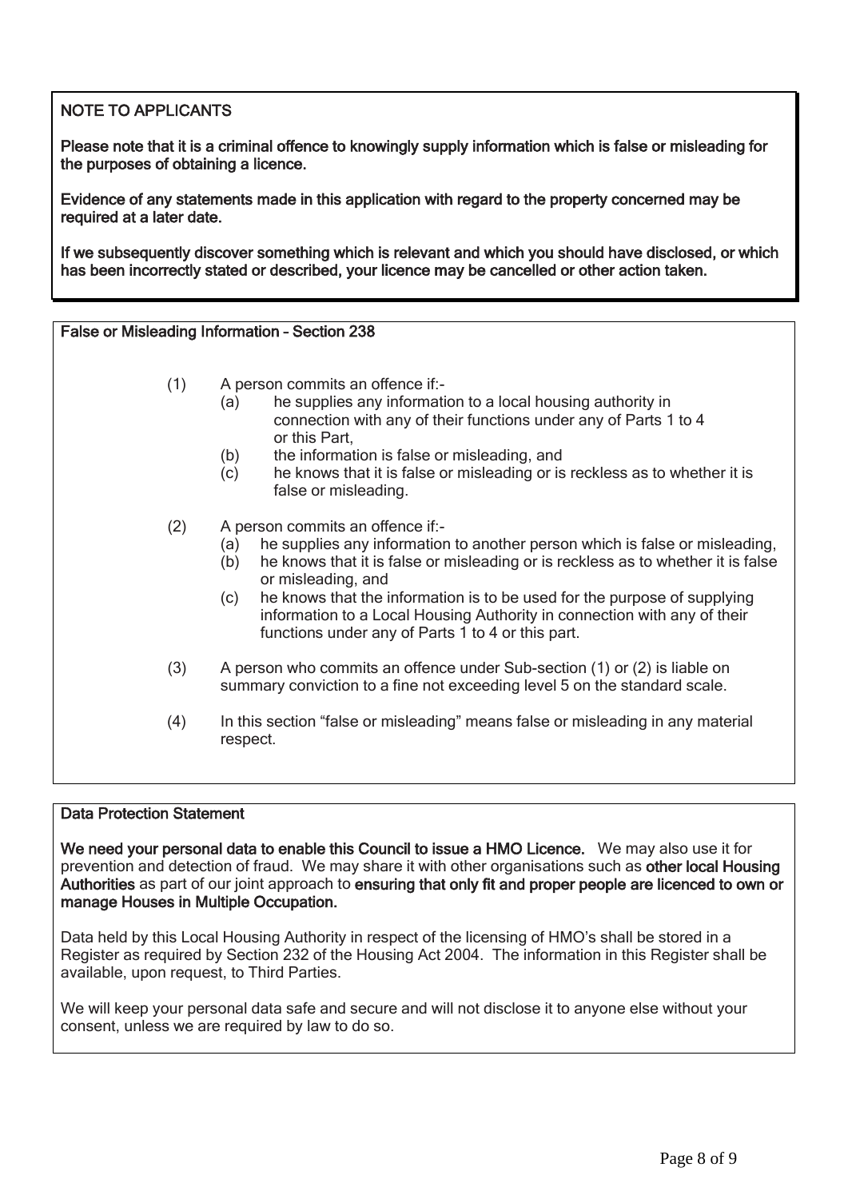**NOTE TO APPLICANTS**

**Please note that it is a criminal offence to knowingly supply information which is false or misleading for the purposes of obtaining a licence.**

**Evidence of any statements made in this application with regard to the property concerned may be required at a later date.**

**If we subsequently discover something which is relevant and which you should have disclosed, or which has been incorrectly stated or described, your licence may be cancelled or other action taken.**

**False or Misleading Information – Section 238**

(1) A person commits an offence if:-
   - (a) he supplies any information to a local housing authority in connection with any of their functions under any of Parts 1 to 4 or this Part,
   - (b) the information is false or misleading, and
   - (c) he knows that it is false or misleading or is reckless as to whether it is false or misleading.

(2) A person commits an offence if:-
   - (a) he supplies any information to another person which is false or misleading,
   - (b) he knows that it is false or misleading or is reckless as to whether it is false or misleading, and
   - (c) he knows that the information is to be used for the purpose of supplying information to a Local Housing Authority in connection with any of their functions under any of Parts 1 to 4 or this part.

(3) A person who commits an offence under Sub-section (1) or (2) is liable on summary conviction to a fine not exceeding level 5 on the standard scale.

(4) In this section "false or misleading" means false or misleading in any material respect.

**Data Protection Statement**

**We need your personal data to enable this Council to issue a HMO Licence.** We may also use it for prevention and detection of fraud. We may share it with other organisations such as **other local Housing Authorities** as part of our joint approach to **ensuring that only fit and proper people are licenced to own or manage Houses in Multiple Occupation.**

Data held by this Local Housing Authority in respect of the licensing of HMO's shall be stored in a Register as required by Section 232 of the Housing Act 2004. The information in this Register shall be available, upon request, to Third Parties.

We will keep your personal data safe and secure and will not disclose it to anyone else without your consent, unless we are required by law to do so.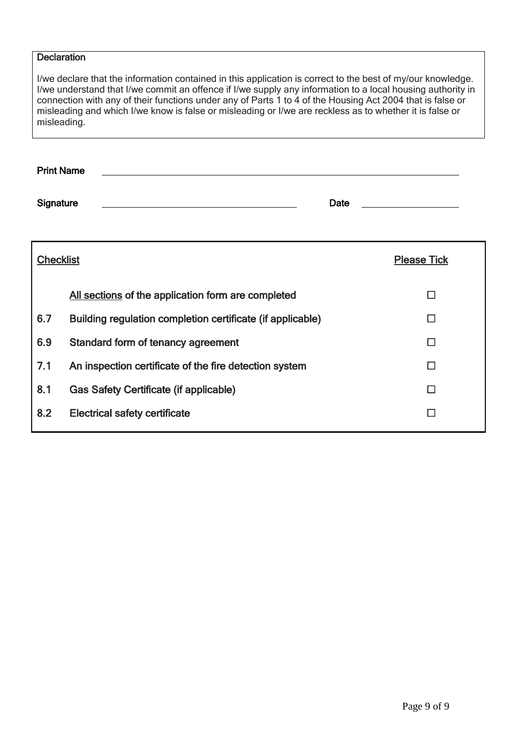**Declaration**

I/we declare that the information contained in this application is correct to the best of my/our knowledge. I/we understand that I/we commit an offence if I/we supply any information to a local housing authority in connection with any of their functions under any of Parts 1 to 4 of the Housing Act 2004 that is false or misleading and which I/we know is false or misleading or I/we are reckless as to whether it is false or misleading.

**Print Name** \_\_\_\_\_\_\_\_\_\_\_\_\_\_\_\_\_\_\_\_\_\_\_\_\_\_\_\_\_\_\_\_\_\_\_\_\_\_\_\_

**Signature** \_\_\_\_\_\_\_\_\_\_\_\_\_\_\_\_\_\_\_\_\_\_\_\_ **Date** \_\_\_\_\_\_\_\_\_\_\_\_

| **Checklist** | | **Please Tick** |
|---|---|---|
| | All sections of the application form are completed | ☐ |
| 6.7 | Building regulation completion certificate (if applicable) | ☐ |
| 6.9 | Standard form of tenancy agreement | ☐ |
| 7.1 | An inspection certificate of the fire detection system | ☐ |
| 8.1 | Gas Safety Certificate (if applicable) | ☐ |
| 8.2 | Electrical safety certificate | ☐ |